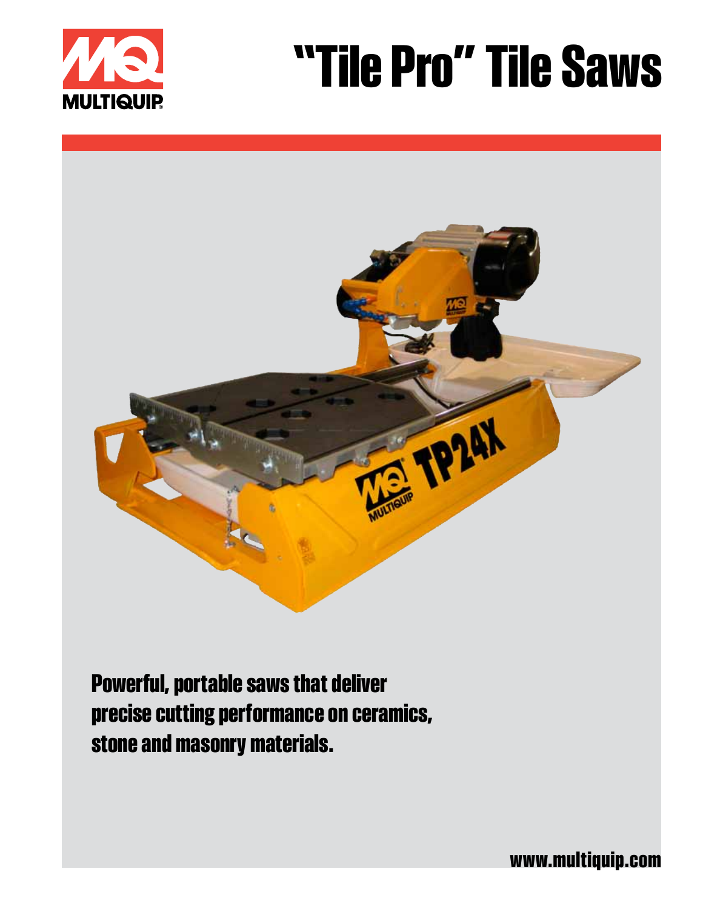MULTIQUIP

# "Tile Pro" Tile Saws

**Powerful, portable saws that deliver precise cutting performance on ceramics, stone and masonry materials.**

www.multiquip.com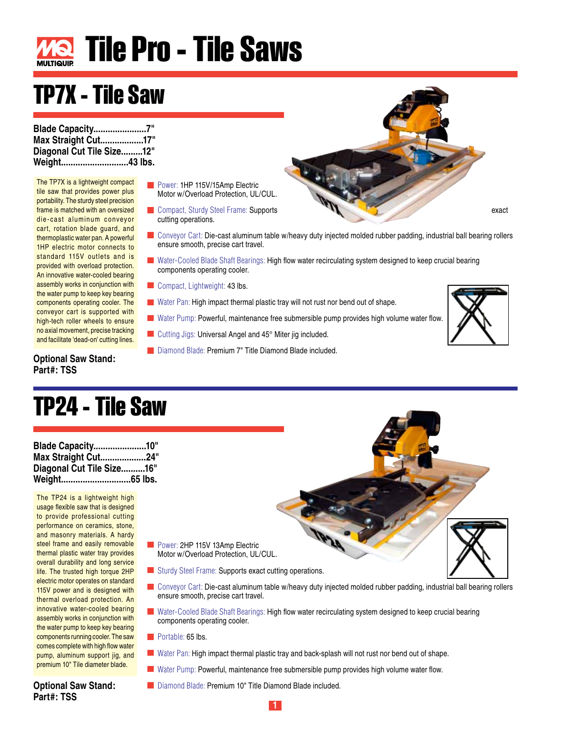# Tile Pro - Tile Saws

## TP7X - Tile Saw

**Blade Capacity......................7"**
**Max Straight Cut..................17"**
**Diagonal Cut Tile Size.........12"**
**Weight............................43 lbs.**

The TP7X is a lightweight compact tile saw that provides power plus portability. The sturdy steel precision frame is matched with an oversized die-cast aluminum conveyor cart, rotation blade guard, and thermoplastic water pan. A powerful 1HP electric motor connects to standard 115V outlets and is provided with overload protection. An innovative water-cooled bearing assembly works in conjunction with the water pump to keep key bearing components operating cooler. The conveyor cart is supported with high-tech roller wheels to ensure no axial movement, precise tracking and facilitate 'dead-on' cutting lines.

- Power: 1HP 115V/15Amp Electric Motor w/Overload Protection, UL/CUL.
- Compact, Sturdy Steel Frame: Supports exact cutting operations.
- Conveyor Cart: Die-cast aluminum table w/heavy duty injected molded rubber padding, industrial ball bearing rollers ensure smooth, precise cart travel.
- Water-Cooled Blade Shaft Bearings: High flow water recirculating system designed to keep crucial bearing components operating cooler.
- Compact, Lightweight: 43 lbs.
- Water Pan: High impact thermal plastic tray will not rust nor bend out of shape.
- Water Pump: Powerful, maintenance free submersible pump provides high volume water flow.
- Cutting Jigs: Universal Angel and 45° Miter jig included.
- Diamond Blade: Premium 7" Title Diamond Blade included.

**Optional Saw Stand:**
**Part#: TSS**

## TP24 - Tile Saw

**Blade Capacity......................10"**
**Max Straight Cut...................24"**
**Diagonal Cut Tile Size..........16"**
**Weight............................65 lbs.**

The TP24 is a lightweight high usage flexible saw that is designed to provide professional cutting performance on ceramics, stone, and masonry materials. A hardy steel frame and easily removable thermal plastic water tray provides overall durability and long service life. The trusted high torque 2HP electric motor operates on standard 115V power and is designed with thermal overload protection. An innovative water-cooled bearing assembly works in conjunction with the water pump to keep key bearing components running cooler. The saw comes complete with high flow water pump, aluminum support jig, and premium 10" Tile diameter blade.

- Power: 2HP 115V 13Amp Electric Motor w/Overload Protection, UL/CUL.
- Sturdy Steel Frame: Supports exact cutting operations.
- Conveyor Cart: Die-cast aluminum table w/heavy duty injected molded rubber padding, industrial ball bearing rollers ensure smooth, precise cart travel.
- Water-Cooled Blade Shaft Bearings: High flow water recirculating system designed to keep crucial bearing components operating cooler.
- Portable: 65 lbs.
- Water Pan: High impact thermal plastic tray and back-splash will not rust nor bend out of shape.
- Water Pump: Powerful, maintenance free submersible pump provides high volume water flow.
- Diamond Blade: Premium 10" Title Diamond Blade included.

**Optional Saw Stand:**
**Part#: TSS**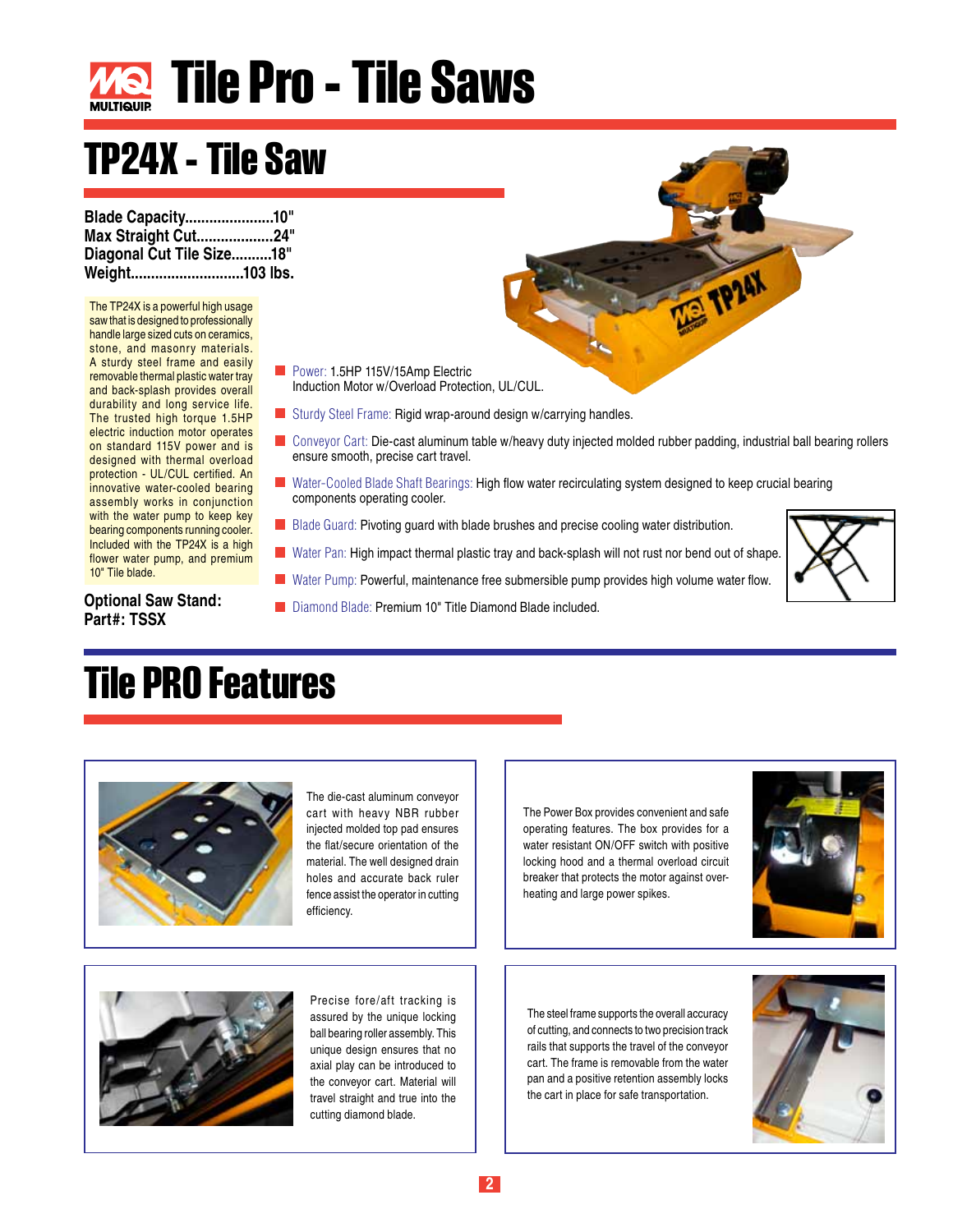# Tile Pro - Tile Saws

## TP24X - Tile Saw

**Blade Capacity......................10"**
**Max Straight Cut...................24"**
**Diagonal Cut Tile Size..........18"**
**Weight............................103 lbs.**

The TP24X is a powerful high usage saw that is designed to professionally handle large sized cuts on ceramics, stone, and masonry materials. A sturdy steel frame and easily removable thermal plastic water tray and back-splash provides overall durability and long service life. The trusted high torque 1.5HP electric induction motor operates on standard 115V power and is designed with thermal overload protection - UL/CUL certified. An innovative water-cooled bearing assembly works in conjunction with the water pump to keep key bearing components running cooler. Included with the TP24X is a high flower water pump, and premium 10" Tile blade.

**Optional Saw Stand:**
**Part#: TSSX**

- Power: 1.5HP 115V/15Amp Electric Induction Motor w/Overload Protection, UL/CUL.
- Sturdy Steel Frame: Rigid wrap-around design w/carrying handles.
- Conveyor Cart: Die-cast aluminum table w/heavy duty injected molded rubber padding, industrial ball bearing rollers ensure smooth, precise cart travel.
- Water-Cooled Blade Shaft Bearings: High flow water recirculating system designed to keep crucial bearing components operating cooler.
- Blade Guard: Pivoting guard with blade brushes and precise cooling water distribution.
- Water Pan: High impact thermal plastic tray and back-splash will not rust nor bend out of shape.
- Water Pump: Powerful, maintenance free submersible pump provides high volume water flow.
- Diamond Blade: Premium 10" Title Diamond Blade included.

## Tile PRO Features

The die-cast aluminum conveyor cart with heavy NBR rubber injected molded top pad ensures the flat/secure orientation of the material. The well designed drain holes and accurate back ruler fence assist the operator in cutting efficiency.

The Power Box provides convenient and safe operating features. The box provides for a water resistant ON/OFF switch with positive locking hood and a thermal overload circuit breaker that protects the motor against over-heating and large power spikes.

Precise fore/aft tracking is assured by the unique locking ball bearing roller assembly. This unique design ensures that no axial play can be introduced to the conveyor cart. Material will travel straight and true into the cutting diamond blade.

The steel frame supports the overall accuracy of cutting, and connects to two precision track rails that supports the travel of the conveyor cart. The frame is removable from the water pan and a positive retention assembly locks the cart in place for safe transportation.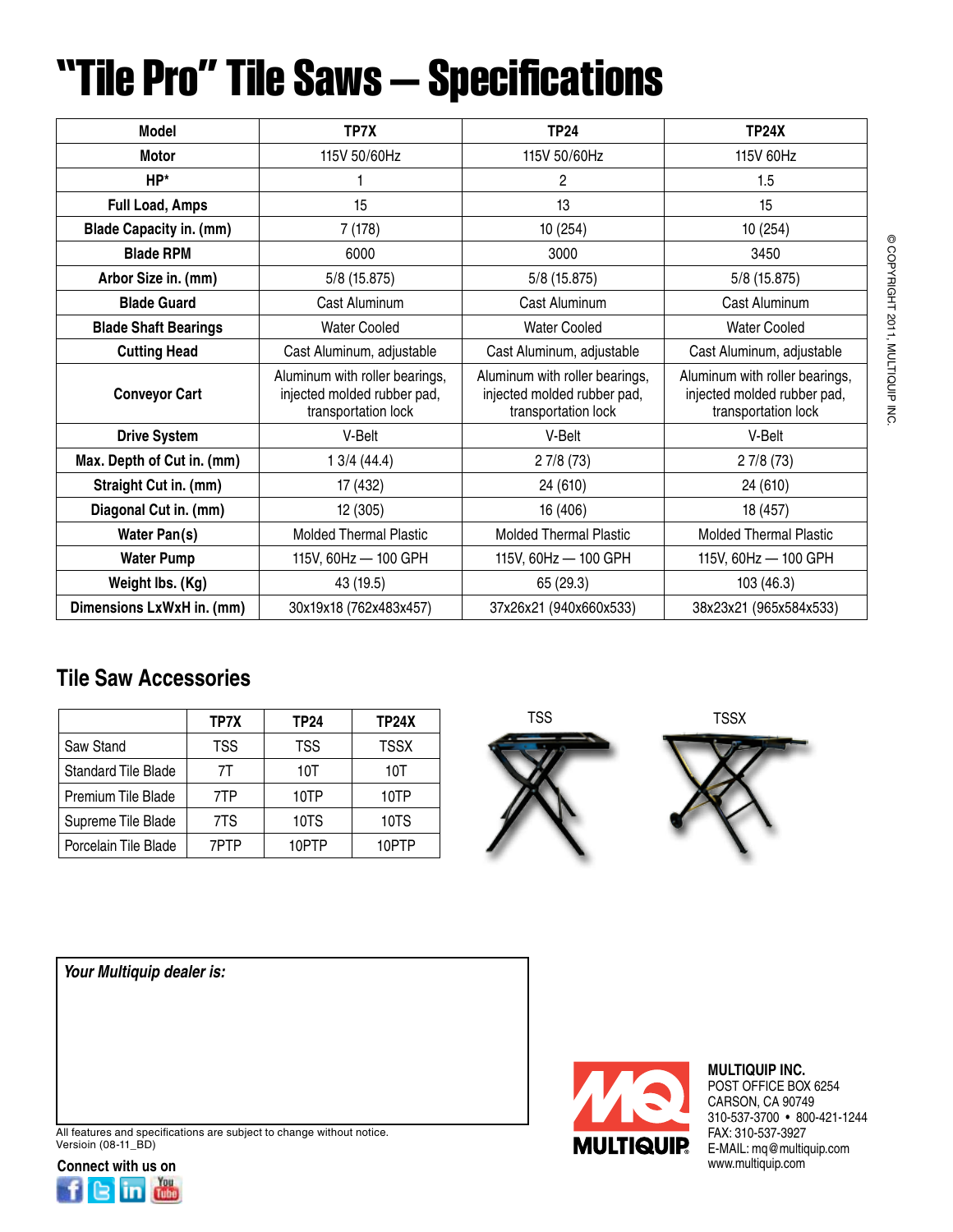# "Tile Pro" Tile Saws – Specifications

| Model | TP7X | TP24 | TP24X |
|---|---|---|---|
| Motor | 115V 50/60Hz | 115V 50/60Hz | 115V 60Hz |
| HP* | 1 | 2 | 1.5 |
| Full Load, Amps | 15 | 13 | 15 |
| Blade Capacity in. (mm) | 7 (178) | 10 (254) | 10 (254) |
| Blade RPM | 6000 | 3000 | 3450 |
| Arbor Size in. (mm) | 5/8 (15.875) | 5/8 (15.875) | 5/8 (15.875) |
| Blade Guard | Cast Aluminum | Cast Aluminum | Cast Aluminum |
| Blade Shaft Bearings | Water Cooled | Water Cooled | Water Cooled |
| Cutting Head | Cast Aluminum, adjustable | Cast Aluminum, adjustable | Cast Aluminum, adjustable |
| Conveyor Cart | Aluminum with roller bearings, injected molded rubber pad, transportation lock | Aluminum with roller bearings, injected molded rubber pad, transportation lock | Aluminum with roller bearings, injected molded rubber pad, transportation lock |
| Drive System | V-Belt | V-Belt | V-Belt |
| Max. Depth of Cut in. (mm) | 1 3/4 (44.4) | 2 7/8 (73) | 2 7/8 (73) |
| Straight Cut in. (mm) | 17 (432) | 24 (610) | 24 (610) |
| Diagonal Cut in. (mm) | 12 (305) | 16 (406) | 18 (457) |
| Water Pan(s) | Molded Thermal Plastic | Molded Thermal Plastic | Molded Thermal Plastic |
| Water Pump | 115V, 60Hz — 100 GPH | 115V, 60Hz — 100 GPH | 115V, 60Hz — 100 GPH |
| Weight lbs. (Kg) | 43 (19.5) | 65 (29.3) | 103 (46.3) |
| Dimensions LxWxH in. (mm) | 30x19x18 (762x483x457) | 37x26x21 (940x660x533) | 38x23x21 (965x584x533) |

© COPYRIGHT 2011, MULTIQUIP INC.

## Tile Saw Accessories

| | TP7X | TP24 | TP24X |
|---|---|---|---|
| Saw Stand | TSS | TSS | TSSX |
| Standard Tile Blade | 7T | 10T | 10T |
| Premium Tile Blade | 7TP | 10TP | 10TP |
| Supreme Tile Blade | 7TS | 10TS | 10TS |
| Porcelain Tile Blade | 7PTP | 10PTP | 10PTP |

TSS

TSSX

***Your Multiquip dealer is:***

All features and specifications are subject to change without notice.
Versioin (08-11_BD)

**Connect with us on**

**MULTIQUIP INC.**
POST OFFICE BOX 6254
CARSON, CA 90749
310-537-3700 • 800-421-1244
FAX: 310-537-3927
E-MAIL: mq@multiquip.com
www.multiquip.com